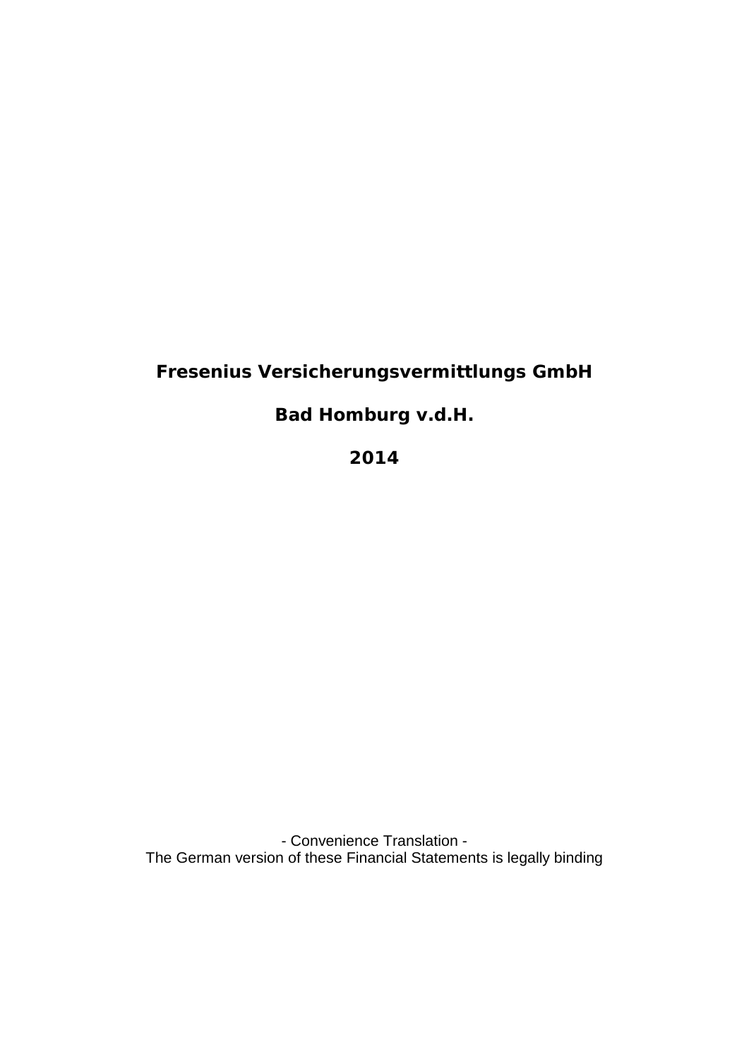# Fresenius Versicherungsvermittlungs GmbH

## Bad Homburg v.d.H.

## 2014

- Convenience Translation -
The German version of these Financial Statements is legally binding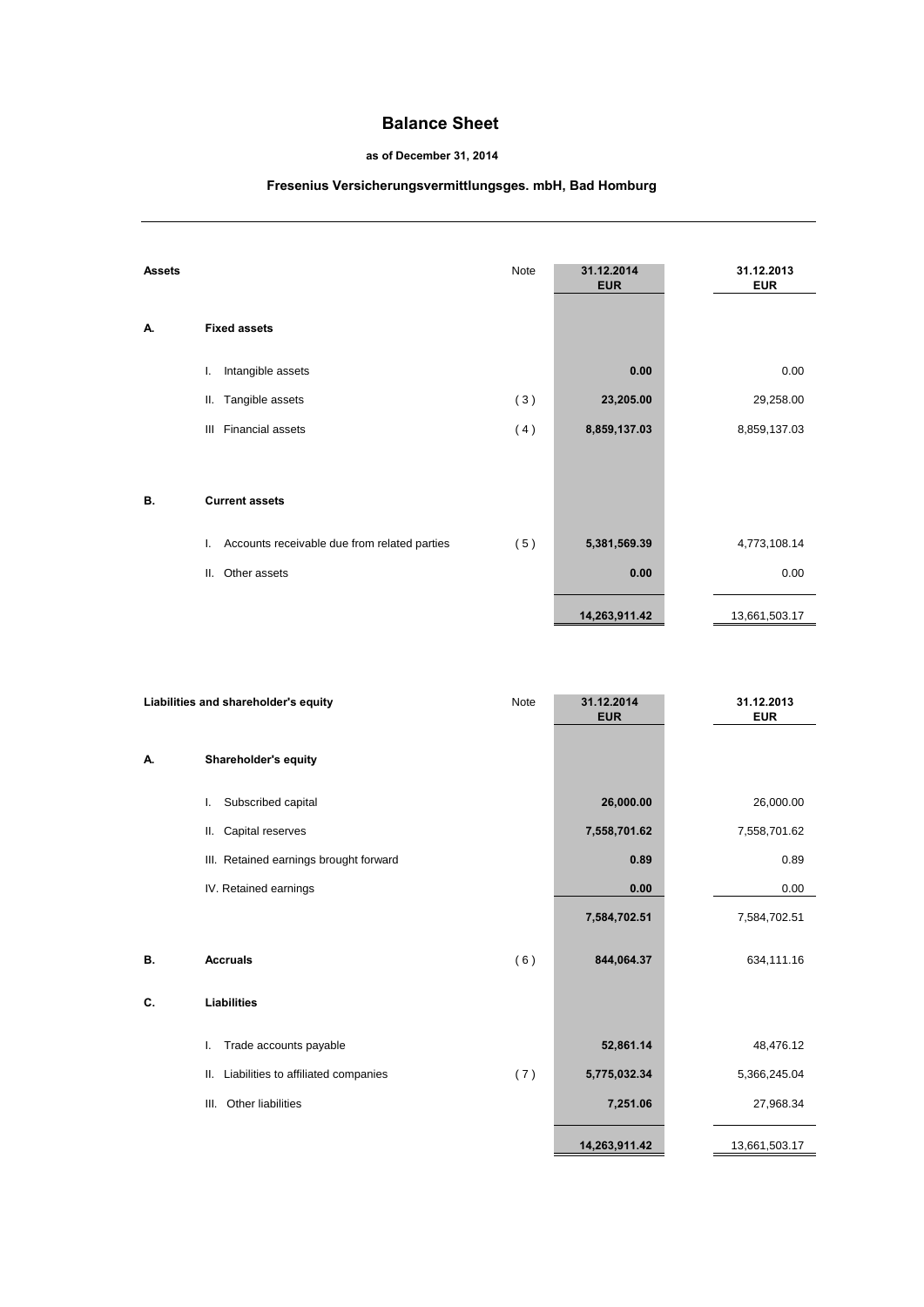# Balance Sheet

**as of December 31, 2014**

**Fresenius Versicherungsvermittlungsges. mbH, Bad Homburg**

| **Assets** | | Note | **31.12.2014 EUR** | **31.12.2013 EUR** |
|---|---|---|---|---|
| **A.** | **Fixed assets** | | | |
| | I. Intangible assets | | **0.00** | 0.00 |
| | II. Tangible assets | ( 3 ) | **23,205.00** | 29,258.00 |
| | III Financial assets | ( 4 ) | **8,859,137.03** | 8,859,137.03 |
| **B.** | **Current assets** | | | |
| | I. Accounts receivable due from related parties | ( 5 ) | **5,381,569.39** | 4,773,108.14 |
| | II. Other assets | | **0.00** | 0.00 |
| | | | **14,263,911.42** | 13,661,503.17 |

| **Liabilities and shareholder's equity** | | Note | **31.12.2014 EUR** | **31.12.2013 EUR** |
|---|---|---|---|---|
| **A.** | **Shareholder's equity** | | | |
| | I. Subscribed capital | | **26,000.00** | 26,000.00 |
| | II. Capital reserves | | **7,558,701.62** | 7,558,701.62 |
| | III. Retained earnings brought forward | | **0.89** | 0.89 |
| | IV. Retained earnings | | **0.00** | 0.00 |
| | | | **7,584,702.51** | 7,584,702.51 |
| **B.** | **Accruals** | ( 6 ) | **844,064.37** | 634,111.16 |
| **C.** | **Liabilities** | | | |
| | I. Trade accounts payable | | **52,861.14** | 48,476.12 |
| | II. Liabilities to affiliated companies | ( 7 ) | **5,775,032.34** | 5,366,245.04 |
| | III. Other liabilities | | **7,251.06** | 27,968.34 |
| | | | **14,263,911.42** | 13,661,503.17 |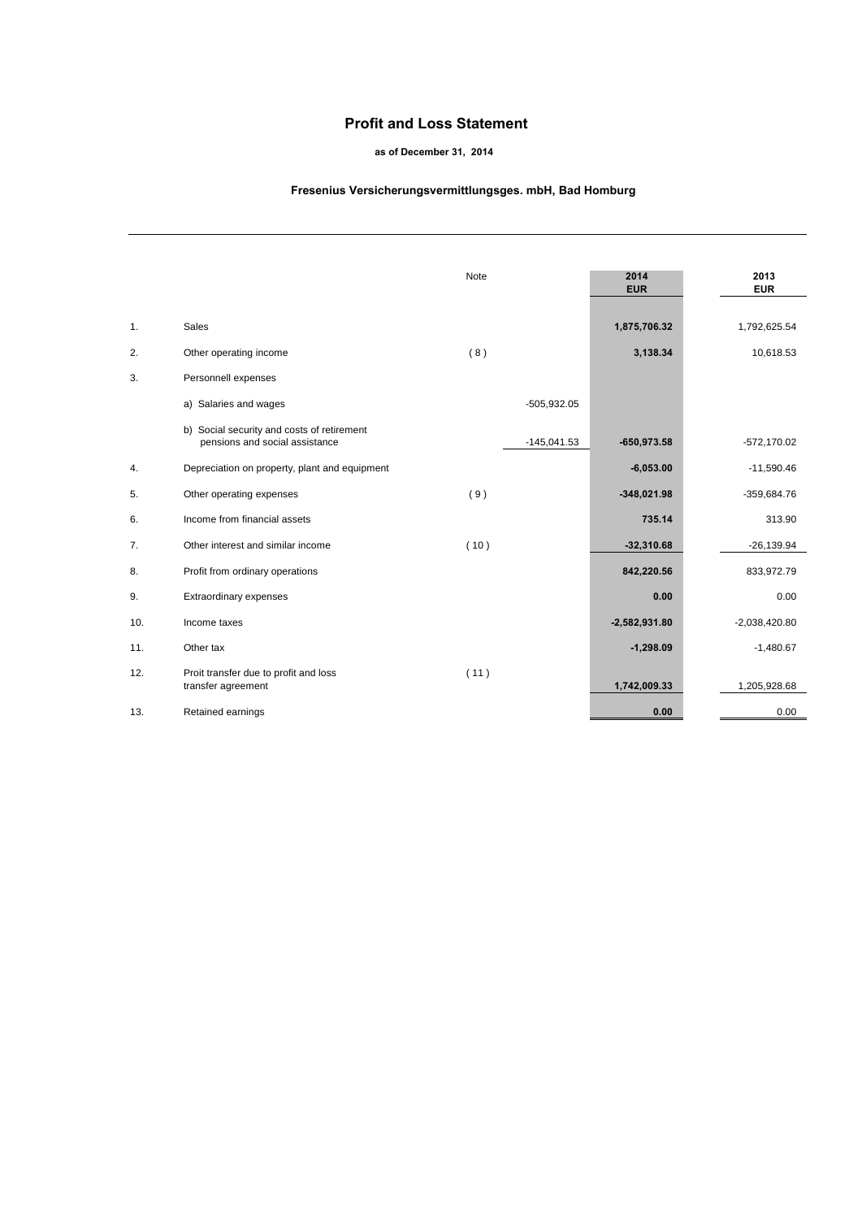# Profit and Loss Statement

**as of December 31, 2014**

**Fresenius Versicherungsvermittlungsges. mbH, Bad Homburg**

| | | Note | | 2014 EUR | 2013 EUR |
|---|---|---|---|---|---|
| 1. | Sales | | | **1,875,706.32** | 1,792,625.54 |
| 2. | Other operating income | ( 8 ) | | **3,138.34** | 10,618.53 |
| 3. | Personnell expenses | | | | |
| | a) Salaries and wages | | -505,932.05 | | |
| | b) Social security and costs of retirement pensions and social assistance | | -145,041.53 | **-650,973.58** | -572,170.02 |
| 4. | Depreciation on property, plant and equipment | | | **-6,053.00** | -11,590.46 |
| 5. | Other operating expenses | ( 9 ) | | **-348,021.98** | -359,684.76 |
| 6. | Income from financial assets | | | **735.14** | 313.90 |
| 7. | Other interest and similar income | ( 10 ) | | **-32,310.68** | -26,139.94 |
| 8. | Profit from ordinary operations | | | **842,220.56** | 833,972.79 |
| 9. | Extraordinary expenses | | | **0.00** | 0.00 |
| 10. | Income taxes | | | **-2,582,931.80** | -2,038,420.80 |
| 11. | Other tax | | | **-1,298.09** | -1,480.67 |
| 12. | Proit transfer due to profit and loss transfer agreement | ( 11 ) | | **1,742,009.33** | 1,205,928.68 |
| 13. | Retained earnings | | | **0.00** | 0.00 |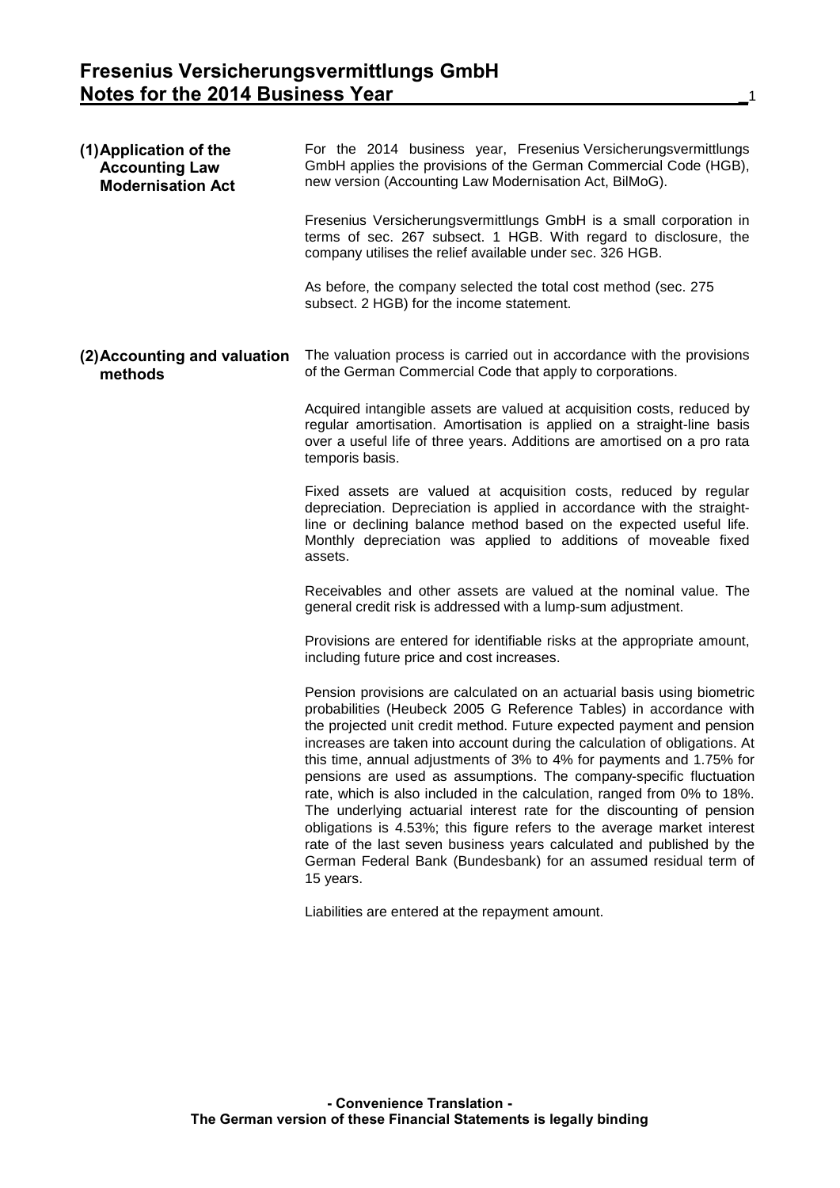# Fresenius Versicherungsvermittlungs GmbH
## Notes for the 2014 Business Year

### (1) Application of the Accounting Law Modernisation Act

For the 2014 business year, Fresenius Versicherungsvermittlungs GmbH applies the provisions of the German Commercial Code (HGB), new version (Accounting Law Modernisation Act, BilMoG).

Fresenius Versicherungsvermittlungs GmbH is a small corporation in terms of sec. 267 subsect. 1 HGB. With regard to disclosure, the company utilises the relief available under sec. 326 HGB.

As before, the company selected the total cost method (sec. 275 subsect. 2 HGB) for the income statement.

### (2) Accounting and valuation methods

The valuation process is carried out in accordance with the provisions of the German Commercial Code that apply to corporations.

Acquired intangible assets are valued at acquisition costs, reduced by regular amortisation. Amortisation is applied on a straight-line basis over a useful life of three years. Additions are amortised on a pro rata temporis basis.

Fixed assets are valued at acquisition costs, reduced by regular depreciation. Depreciation is applied in accordance with the straight-line or declining balance method based on the expected useful life. Monthly depreciation was applied to additions of moveable fixed assets.

Receivables and other assets are valued at the nominal value. The general credit risk is addressed with a lump-sum adjustment.

Provisions are entered for identifiable risks at the appropriate amount, including future price and cost increases.

Pension provisions are calculated on an actuarial basis using biometric probabilities (Heubeck 2005 G Reference Tables) in accordance with the projected unit credit method. Future expected payment and pension increases are taken into account during the calculation of obligations. At this time, annual adjustments of 3% to 4% for payments and 1.75% for pensions are used as assumptions. The company-specific fluctuation rate, which is also included in the calculation, ranged from 0% to 18%. The underlying actuarial interest rate for the discounting of pension obligations is 4.53%; this figure refers to the average market interest rate of the last seven business years calculated and published by the German Federal Bank (Bundesbank) for an assumed residual term of 15 years.

Liabilities are entered at the repayment amount.

**- Convenience Translation -**
**The German version of these Financial Statements is legally binding**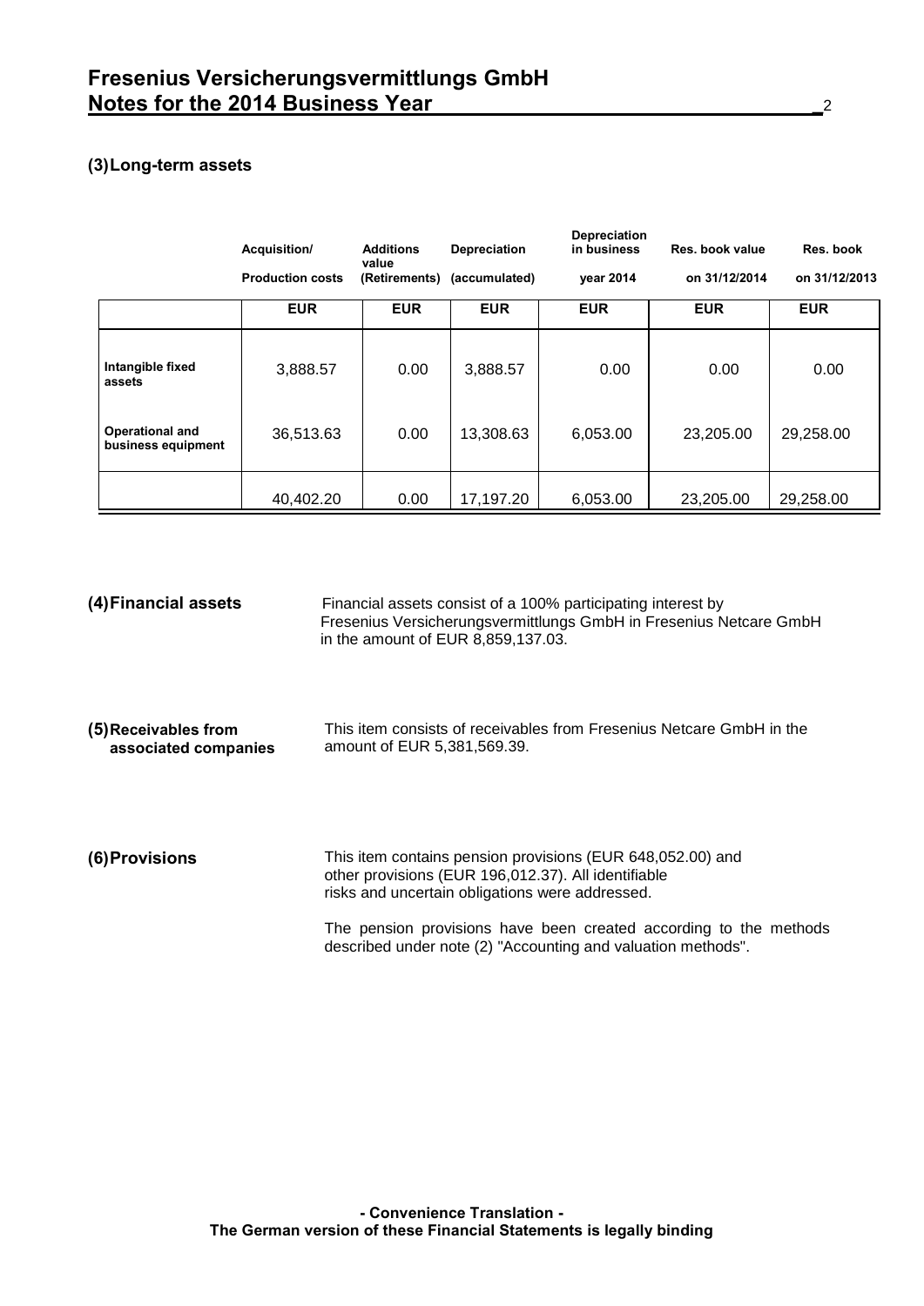## (3) Long-term assets

| | Acquisition/ Production costs | Additions value (Retirements) | Depreciation (accumulated) | Depreciation in business year 2014 | Res. book value on 31/12/2014 | Res. book on 31/12/2013 |
|---|---|---|---|---|---|---|
| | EUR | EUR | EUR | EUR | EUR | EUR |
| **Intangible fixed assets** | 3,888.57 | 0.00 | 3,888.57 | 0.00 | 0.00 | 0.00 |
| **Operational and business equipment** | 36,513.63 | 0.00 | 13,308.63 | 6,053.00 | 23,205.00 | 29,258.00 |
| | 40,402.20 | 0.00 | 17,197.20 | 6,053.00 | 23,205.00 | 29,258.00 |

## (4) Financial assets

Financial assets consist of a 100% participating interest by Fresenius Versicherungsvermittlungs GmbH in Fresenius Netcare GmbH in the amount of EUR 8,859,137.03.

## (5) Receivables from associated companies

This item consists of receivables from Fresenius Netcare GmbH in the amount of EUR 5,381,569.39.

## (6) Provisions

This item contains pension provisions (EUR 648,052.00) and other provisions (EUR 196,012.37). All identifiable risks and uncertain obligations were addressed.

The pension provisions have been created according to the methods described under note (2) "Accounting and valuation methods".

**- Convenience Translation -**
**The German version of these Financial Statements is legally binding**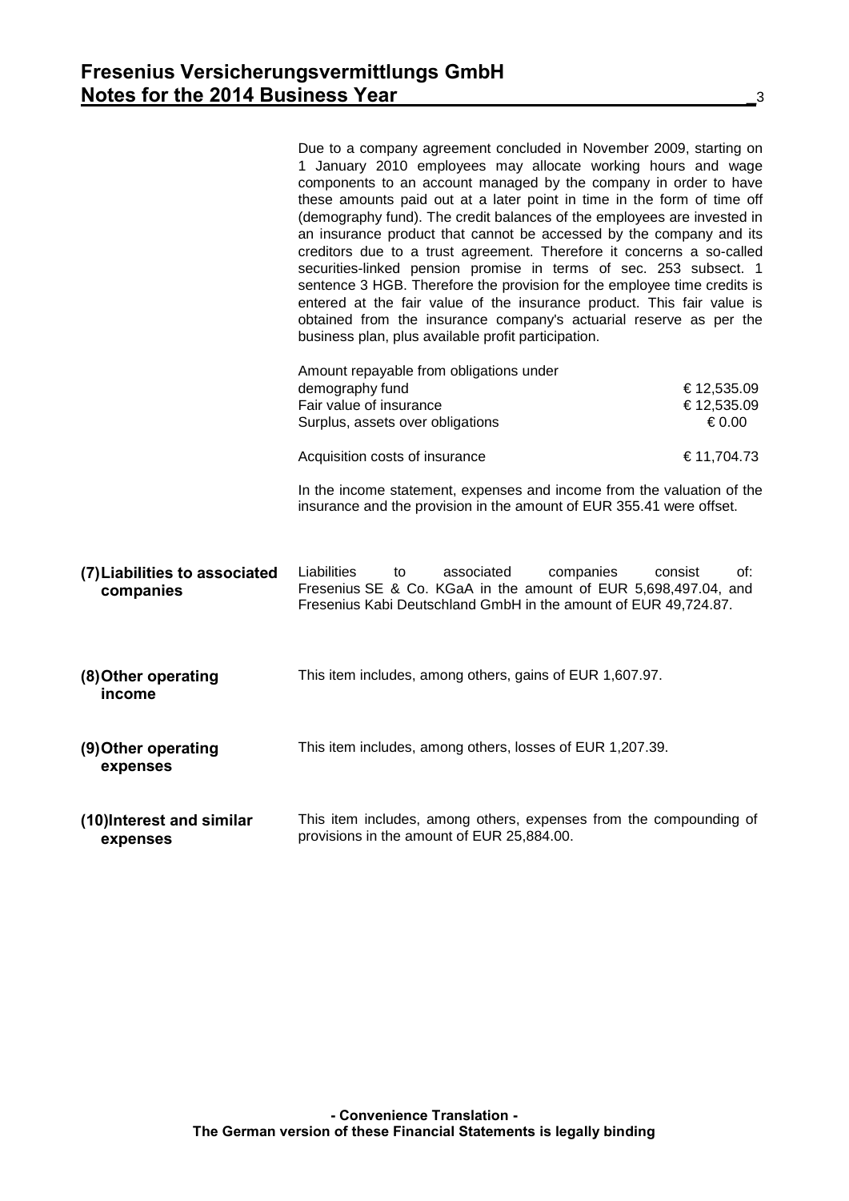Due to a company agreement concluded in November 2009, starting on 1 January 2010 employees may allocate working hours and wage components to an account managed by the company in order to have these amounts paid out at a later point in time in the form of time off (demography fund). The credit balances of the employees are invested in an insurance product that cannot be accessed by the company and its creditors due to a trust agreement. Therefore it concerns a so-called securities-linked pension promise in terms of sec. 253 subsect. 1 sentence 3 HGB. Therefore the provision for the employee time credits is entered at the fair value of the insurance product. This fair value is obtained from the insurance company's actuarial reserve as per the business plan, plus available profit participation.

| | |
|---|---|
| Amount repayable from obligations under demography fund | € 12,535.09 |
| Fair value of insurance | € 12,535.09 |
| Surplus, assets over obligations | € 0.00 |
| | |
| Acquisition costs of insurance | € 11,704.73 |

In the income statement, expenses and income from the valuation of the insurance and the provision in the amount of EUR 355.41 were offset.

**(7) Liabilities to associated companies**

Liabilities to associated companies consist of: Fresenius SE & Co. KGaA in the amount of EUR 5,698,497.04, and Fresenius Kabi Deutschland GmbH in the amount of EUR 49,724.87.

**(8) Other operating income**

This item includes, among others, gains of EUR 1,607.97.

**(9) Other operating expenses**

This item includes, among others, losses of EUR 1,207.39.

**(10) Interest and similar expenses**

This item includes, among others, expenses from the compounding of provisions in the amount of EUR 25,884.00.

**- Convenience Translation -**
**The German version of these Financial Statements is legally binding**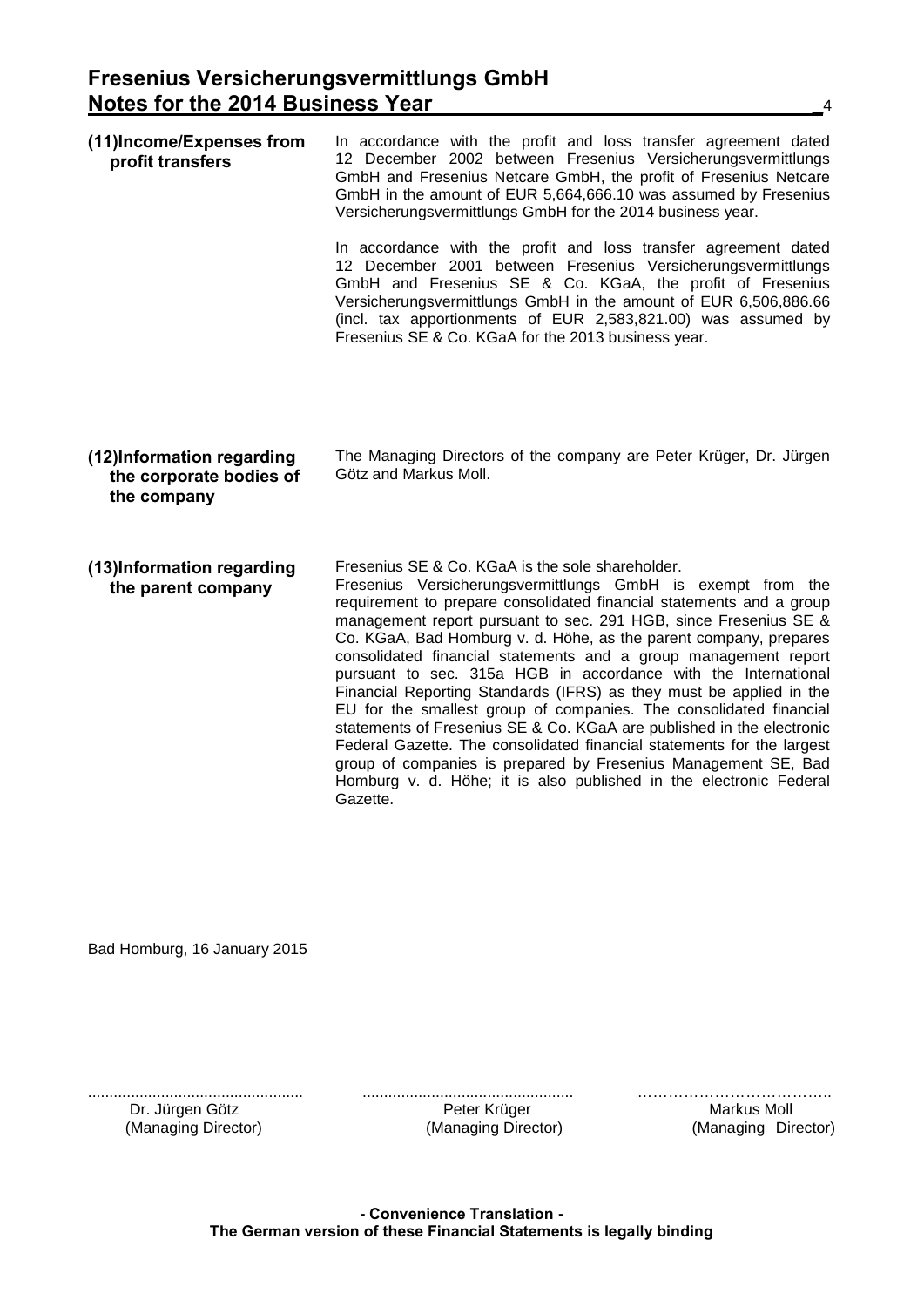**(11) Income/Expenses from profit transfers**

In accordance with the profit and loss transfer agreement dated 12 December 2002 between Fresenius Versicherungsvermittlungs GmbH and Fresenius Netcare GmbH, the profit of Fresenius Netcare GmbH in the amount of EUR 5,664,666.10 was assumed by Fresenius Versicherungsvermittlungs GmbH for the 2014 business year.

In accordance with the profit and loss transfer agreement dated 12 December 2001 between Fresenius Versicherungsvermittlungs GmbH and Fresenius SE & Co. KGaA, the profit of Fresenius Versicherungsvermittlungs GmbH in the amount of EUR 6,506,886.66 (incl. tax apportionments of EUR 2,583,821.00) was assumed by Fresenius SE & Co. KGaA for the 2013 business year.

**(12) Information regarding the corporate bodies of the company**

The Managing Directors of the company are Peter Krüger, Dr. Jürgen Götz and Markus Moll.

**(13) Information regarding the parent company**

Fresenius SE & Co. KGaA is the sole shareholder.
Fresenius Versicherungsvermittlungs GmbH is exempt from the requirement to prepare consolidated financial statements and a group management report pursuant to sec. 291 HGB, since Fresenius SE & Co. KGaA, Bad Homburg v. d. Höhe, as the parent company, prepares consolidated financial statements and a group management report pursuant to sec. 315a HGB in accordance with the International Financial Reporting Standards (IFRS) as they must be applied in the EU for the smallest group of companies. The consolidated financial statements of Fresenius SE & Co. KGaA are published in the electronic Federal Gazette. The consolidated financial statements for the largest group of companies is prepared by Fresenius Management SE, Bad Homburg v. d. Höhe; it is also published in the electronic Federal Gazette.

Bad Homburg, 16 January 2015

| | | |
|---|---|---|
| ................................................ | ................................................ | ……………………………….. |
| Dr. Jürgen Götz | Peter Krüger | Markus Moll |
| (Managing Director) | (Managing Director) | (Managing Director) |

**- Convenience Translation -**
**The German version of these Financial Statements is legally binding**